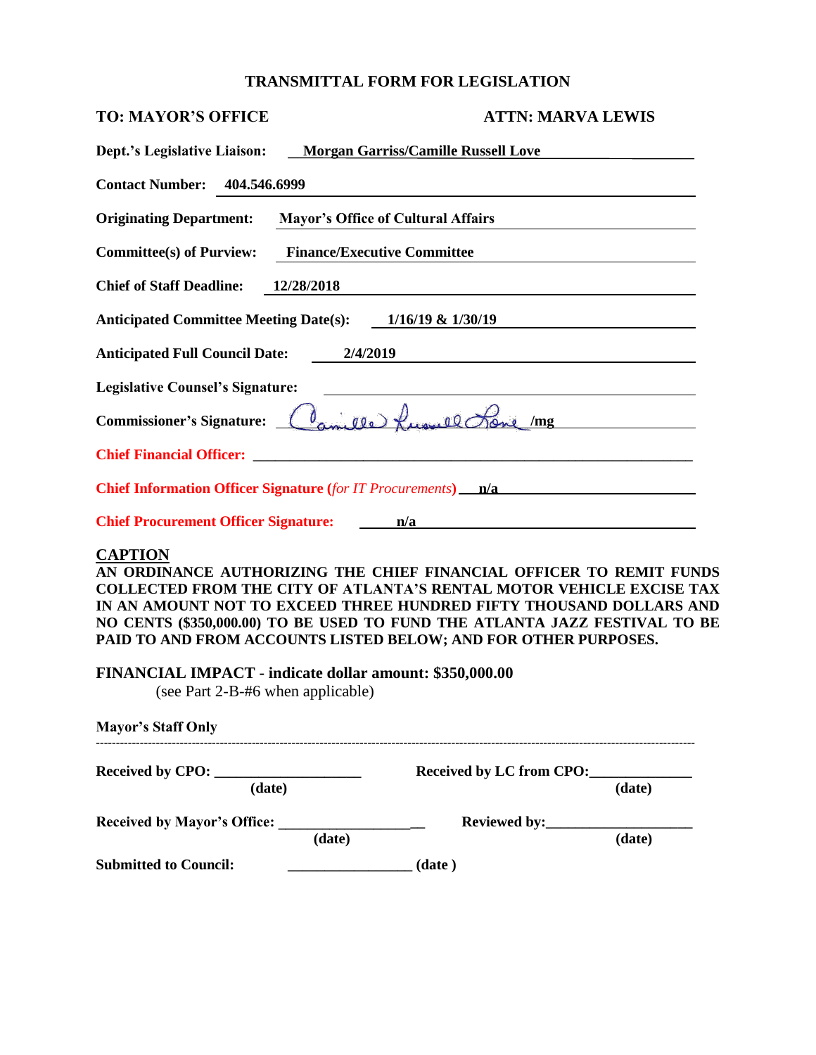# TRANSMITTAL FORM FOR LEGISLATION

**TO: MAYOR'S OFFICE** **ATTN: MARVA LEWIS**

**Dept.'s Legislative Liaison:** **Morgan Garriss/Camille Russell Love**

**Contact Number:** **404.546.6999**

**Originating Department:** **Mayor's Office of Cultural Affairs**

**Committee(s) of Purview:** **Finance/Executive Committee**

**Chief of Staff Deadline:** **12/28/2018**

**Anticipated Committee Meeting Date(s):** **1/16/19 & 1/30/19**

**Anticipated Full Council Date:** **2/4/2019**

**Legislative Counsel's Signature:** ______________________

**Commissioner's Signature:** Camille Russell Love /mg

**Chief Financial Officer:** ______________________

**Chief Information Officer Signature (*for IT Procurements*)** **n/a**

**Chief Procurement Officer Signature:** **n/a**

## CAPTION

**AN ORDINANCE AUTHORIZING THE CHIEF FINANCIAL OFFICER TO REMIT FUNDS COLLECTED FROM THE CITY OF ATLANTA'S RENTAL MOTOR VEHICLE EXCISE TAX IN AN AMOUNT NOT TO EXCEED THREE HUNDRED FIFTY THOUSAND DOLLARS AND NO CENTS ($350,000.00) TO BE USED TO FUND THE ATLANTA JAZZ FESTIVAL TO BE PAID TO AND FROM ACCOUNTS LISTED BELOW; AND FOR OTHER PURPOSES.**

**FINANCIAL IMPACT - indicate dollar amount: $350,000.00**
(see Part 2-B-#6 when applicable)

**Mayor's Staff Only**

---

**Received by CPO:** ____________________ **(date)** **Received by LC from CPO:** ______________ **(date)**

**Received by Mayor's Office:** ____________________ **(date)** **Reviewed by:** ____________________ **(date)**

**Submitted to Council:** _________________ **(date)**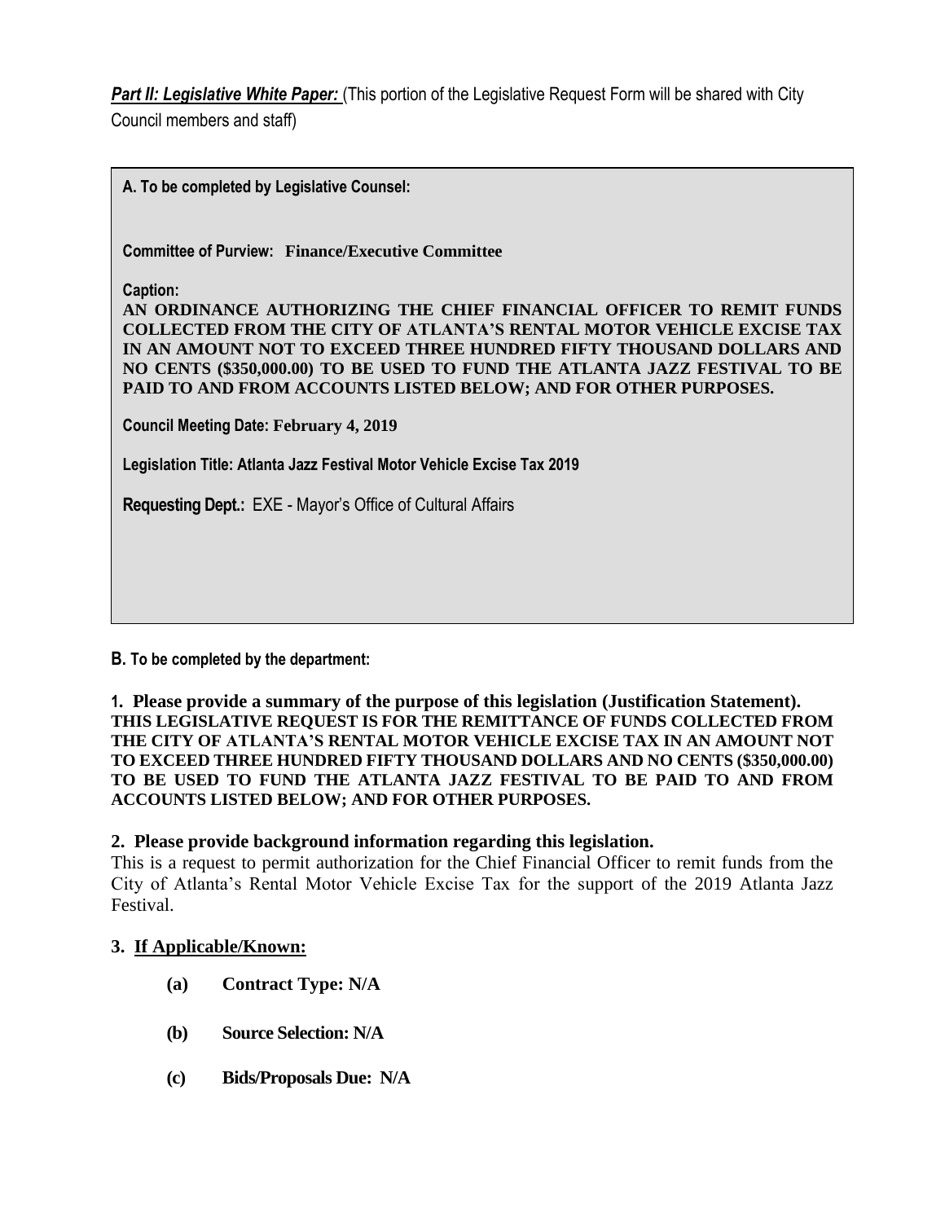***Part II: Legislative White Paper:*** (This portion of the Legislative Request Form will be shared with City Council members and staff)

**A. To be completed by Legislative Counsel:**

**Committee of Purview: Finance/Executive Committee**

**Caption:**
**AN ORDINANCE AUTHORIZING THE CHIEF FINANCIAL OFFICER TO REMIT FUNDS COLLECTED FROM THE CITY OF ATLANTA'S RENTAL MOTOR VEHICLE EXCISE TAX IN AN AMOUNT NOT TO EXCEED THREE HUNDRED FIFTY THOUSAND DOLLARS AND NO CENTS ($350,000.00) TO BE USED TO FUND THE ATLANTA JAZZ FESTIVAL TO BE PAID TO AND FROM ACCOUNTS LISTED BELOW; AND FOR OTHER PURPOSES.**

**Council Meeting Date: February 4, 2019**

**Legislation Title: Atlanta Jazz Festival Motor Vehicle Excise Tax 2019**

**Requesting Dept.:** EXE - Mayor's Office of Cultural Affairs

**B. To be completed by the department:**

**1. Please provide a summary of the purpose of this legislation (Justification Statement).**
**THIS LEGISLATIVE REQUEST IS FOR THE REMITTANCE OF FUNDS COLLECTED FROM THE CITY OF ATLANTA'S RENTAL MOTOR VEHICLE EXCISE TAX IN AN AMOUNT NOT TO EXCEED THREE HUNDRED FIFTY THOUSAND DOLLARS AND NO CENTS ($350,000.00) TO BE USED TO FUND THE ATLANTA JAZZ FESTIVAL TO BE PAID TO AND FROM ACCOUNTS LISTED BELOW; AND FOR OTHER PURPOSES.**

**2. Please provide background information regarding this legislation.**
This is a request to permit authorization for the Chief Financial Officer to remit funds from the City of Atlanta's Rental Motor Vehicle Excise Tax for the support of the 2019 Atlanta Jazz Festival.

**3. If Applicable/Known:**

- **(a) Contract Type: N/A**
- **(b) Source Selection: N/A**
- **(c) Bids/Proposals Due: N/A**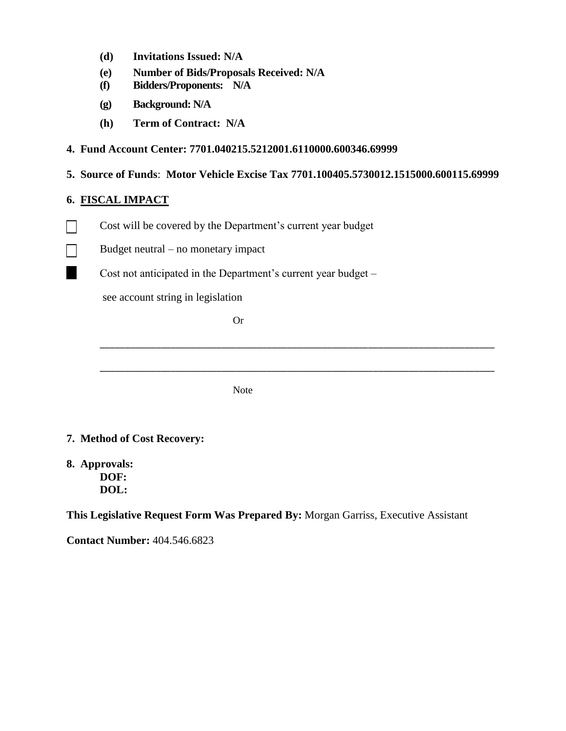- **(d) Invitations Issued: N/A**
- **(e) Number of Bids/Proposals Received: N/A**
- **(f) Bidders/Proponents: N/A**
- **(g) Background: N/A**
- **(h) Term of Contract: N/A**

**4. Fund Account Center: 7701.040215.5212001.6110000.600346.69999**

**5. Source of Funds**: **Motor Vehicle Excise Tax 7701.100405.5730012.1515000.600115.69999**

**6. <u>FISCAL IMPACT</u>**

☐ Cost will be covered by the Department's current year budget

☐ Budget neutral – no monetary impact

■ Cost not anticipated in the Department's current year budget –

see account string in legislation

Or

\_\_\_\_\_\_\_\_\_\_\_\_\_\_\_\_\_\_\_\_\_\_\_\_\_\_\_\_\_\_\_\_\_\_\_\_\_\_\_\_\_\_\_\_\_\_\_\_\_\_\_\_\_\_\_\_\_\_\_\_\_\_\_\_\_\_\_\_\_\_

\_\_\_\_\_\_\_\_\_\_\_\_\_\_\_\_\_\_\_\_\_\_\_\_\_\_\_\_\_\_\_\_\_\_\_\_\_\_\_\_\_\_\_\_\_\_\_\_\_\_\_\_\_\_\_\_\_\_\_\_\_\_\_\_\_\_\_\_\_\_

Note

**7. Method of Cost Recovery:**

**8. Approvals:**
**DOF:**
**DOL:**

**This Legislative Request Form Was Prepared By:** Morgan Garriss, Executive Assistant

**Contact Number:** 404.546.6823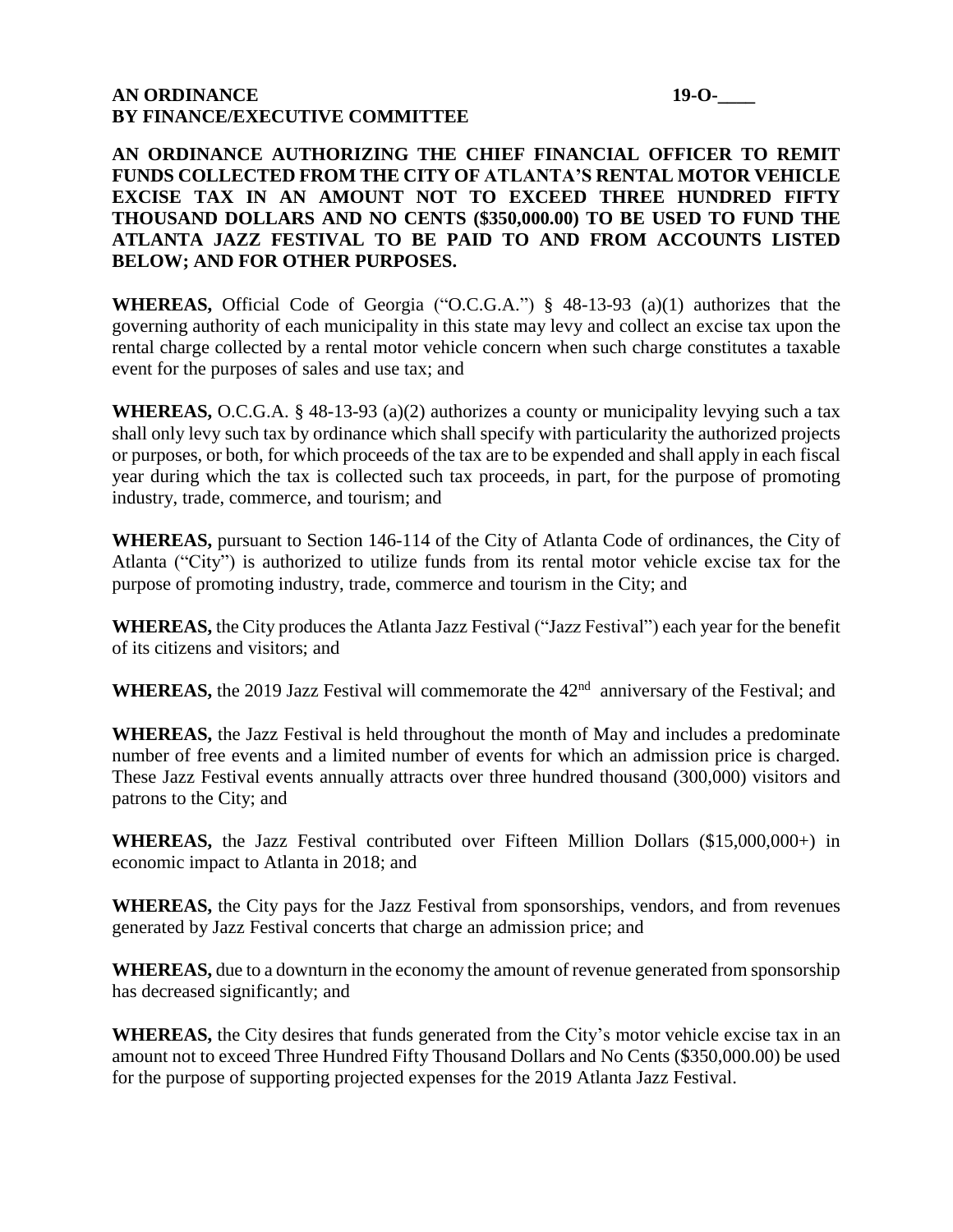**AN ORDINANCE** **19-O-____**
**BY FINANCE/EXECUTIVE COMMITTEE**

**AN ORDINANCE AUTHORIZING THE CHIEF FINANCIAL OFFICER TO REMIT FUNDS COLLECTED FROM THE CITY OF ATLANTA'S RENTAL MOTOR VEHICLE EXCISE TAX IN AN AMOUNT NOT TO EXCEED THREE HUNDRED FIFTY THOUSAND DOLLARS AND NO CENTS ($350,000.00) TO BE USED TO FUND THE ATLANTA JAZZ FESTIVAL TO BE PAID TO AND FROM ACCOUNTS LISTED BELOW; AND FOR OTHER PURPOSES.**

**WHEREAS,** Official Code of Georgia ("O.C.G.A.") § 48-13-93 (a)(1) authorizes that the governing authority of each municipality in this state may levy and collect an excise tax upon the rental charge collected by a rental motor vehicle concern when such charge constitutes a taxable event for the purposes of sales and use tax; and

**WHEREAS,** O.C.G.A. § 48-13-93 (a)(2) authorizes a county or municipality levying such a tax shall only levy such tax by ordinance which shall specify with particularity the authorized projects or purposes, or both, for which proceeds of the tax are to be expended and shall apply in each fiscal year during which the tax is collected such tax proceeds, in part, for the purpose of promoting industry, trade, commerce, and tourism; and

**WHEREAS,** pursuant to Section 146-114 of the City of Atlanta Code of ordinances, the City of Atlanta ("City") is authorized to utilize funds from its rental motor vehicle excise tax for the purpose of promoting industry, trade, commerce and tourism in the City; and

**WHEREAS,** the City produces the Atlanta Jazz Festival ("Jazz Festival") each year for the benefit of its citizens and visitors; and

**WHEREAS,** the 2019 Jazz Festival will commemorate the 42nd anniversary of the Festival; and

**WHEREAS,** the Jazz Festival is held throughout the month of May and includes a predominate number of free events and a limited number of events for which an admission price is charged. These Jazz Festival events annually attracts over three hundred thousand (300,000) visitors and patrons to the City; and

**WHEREAS,** the Jazz Festival contributed over Fifteen Million Dollars ($15,000,000+) in economic impact to Atlanta in 2018; and

**WHEREAS,** the City pays for the Jazz Festival from sponsorships, vendors, and from revenues generated by Jazz Festival concerts that charge an admission price; and

**WHEREAS,** due to a downturn in the economy the amount of revenue generated from sponsorship has decreased significantly; and

**WHEREAS,** the City desires that funds generated from the City's motor vehicle excise tax in an amount not to exceed Three Hundred Fifty Thousand Dollars and No Cents ($350,000.00) be used for the purpose of supporting projected expenses for the 2019 Atlanta Jazz Festival.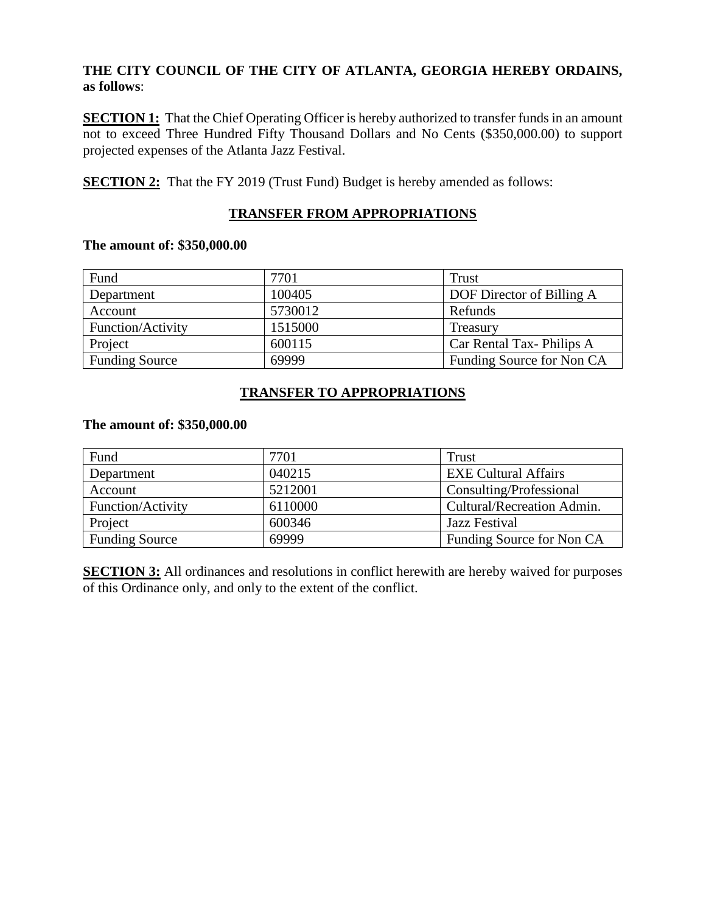**THE CITY COUNCIL OF THE CITY OF ATLANTA, GEORGIA HEREBY ORDAINS, as follows**:

**SECTION 1:** That the Chief Operating Officer is hereby authorized to transfer funds in an amount not to exceed Three Hundred Fifty Thousand Dollars and No Cents ($350,000.00) to support projected expenses of the Atlanta Jazz Festival.

**SECTION 2:** That the FY 2019 (Trust Fund) Budget is hereby amended as follows:

**TRANSFER FROM APPROPRIATIONS**

**The amount of: $350,000.00**

| | | |
|---|---|---|
| Fund | 7701 | Trust |
| Department | 100405 | DOF Director of Billing A |
| Account | 5730012 | Refunds |
| Function/Activity | 1515000 | Treasury |
| Project | 600115 | Car Rental Tax- Philips A |
| Funding Source | 69999 | Funding Source for Non CA |

**TRANSFER TO APPROPRIATIONS**

**The amount of: $350,000.00**

| | | |
|---|---|---|
| Fund | 7701 | Trust |
| Department | 040215 | EXE Cultural Affairs |
| Account | 5212001 | Consulting/Professional |
| Function/Activity | 6110000 | Cultural/Recreation Admin. |
| Project | 600346 | Jazz Festival |
| Funding Source | 69999 | Funding Source for Non CA |

**SECTION 3:** All ordinances and resolutions in conflict herewith are hereby waived for purposes of this Ordinance only, and only to the extent of the conflict.